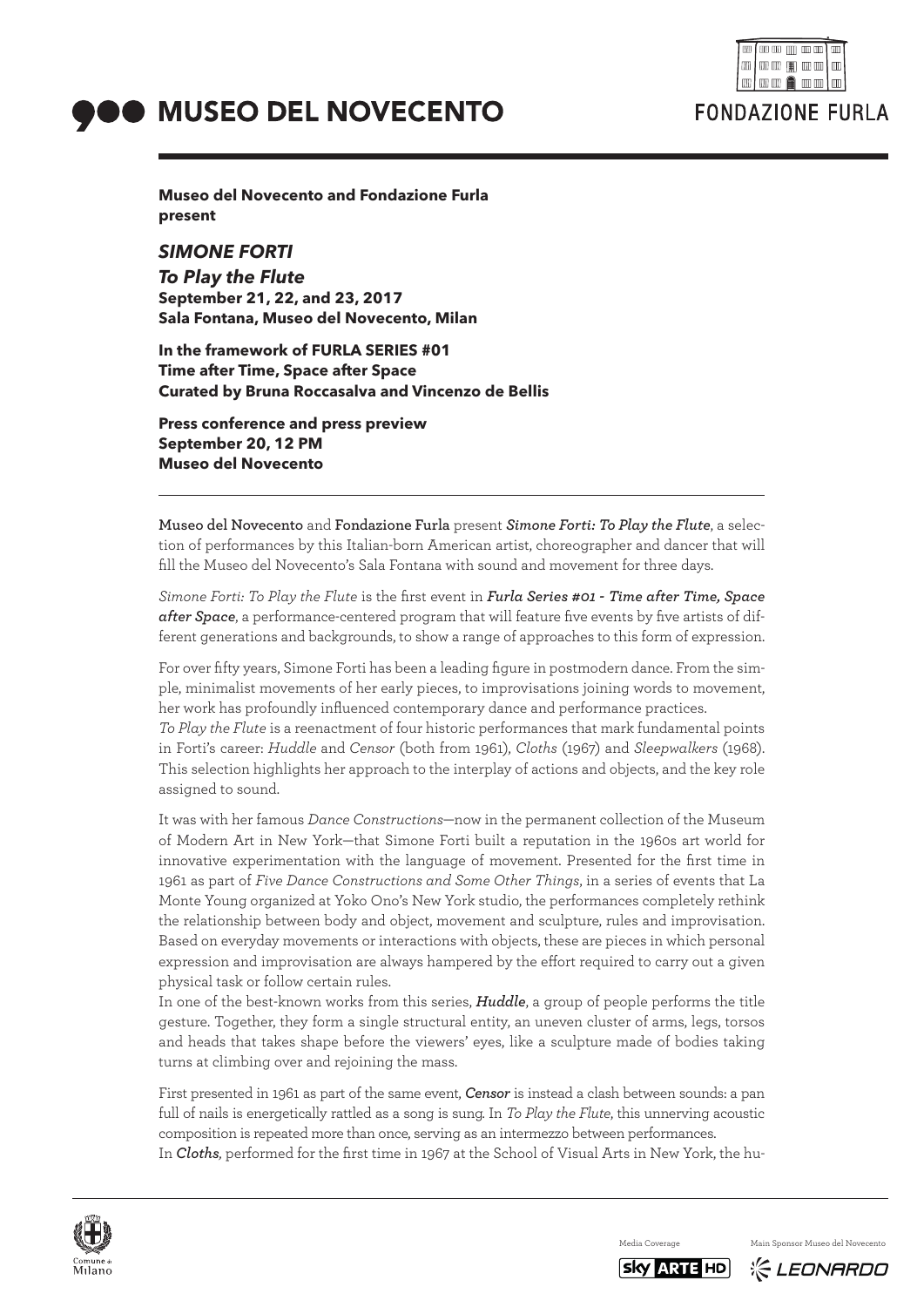# MUSEO DEL NOVECENTO

FONDAZIONE FURLA

**Museo del Novecento and Fondazione Furla present**

***SIMONE FORTI***

***To Play the Flute***
**September 21, 22, and 23, 2017**
**Sala Fontana, Museo del Novecento, Milan**

**In the framework of FURLA SERIES #01**
**Time after Time, Space after Space**
**Curated by Bruna Roccasalva and Vincenzo de Bellis**

**Press conference and press preview**
**September 20, 12 PM**
**Museo del Novecento**

**Museo del Novecento** and **Fondazione Furla** present ***Simone Forti: To Play the Flute***, a selection of performances by this Italian-born American artist, choreographer and dancer that will fill the Museo del Novecento's Sala Fontana with sound and movement for three days.

*Simone Forti: To Play the Flute* is the first event in ***Furla Series #01 - Time after Time, Space after Space***, a performance-centered program that will feature five events by five artists of different generations and backgrounds, to show a range of approaches to this form of expression.

For over fifty years, Simone Forti has been a leading figure in postmodern dance. From the simple, minimalist movements of her early pieces, to improvisations joining words to movement, her work has profoundly influenced contemporary dance and performance practices.
*To Play the Flute* is a reenactment of four historic performances that mark fundamental points in Forti's career: *Huddle* and *Censor* (both from 1961), *Cloths* (1967) and *Sleepwalkers* (1968). This selection highlights her approach to the interplay of actions and objects, and the key role assigned to sound.

It was with her famous *Dance Constructions*—now in the permanent collection of the Museum of Modern Art in New York—that Simone Forti built a reputation in the 1960s art world for innovative experimentation with the language of movement. Presented for the first time in 1961 as part of *Five Dance Constructions and Some Other Things*, in a series of events that La Monte Young organized at Yoko Ono's New York studio, the performances completely rethink the relationship between body and object, movement and sculpture, rules and improvisation. Based on everyday movements or interactions with objects, these are pieces in which personal expression and improvisation are always hampered by the effort required to carry out a given physical task or follow certain rules.
In one of the best-known works from this series, ***Huddle***, a group of people performs the title gesture. Together, they form a single structural entity, an uneven cluster of arms, legs, torsos and heads that takes shape before the viewers' eyes, like a sculpture made of bodies taking turns at climbing over and rejoining the mass.

First presented in 1961 as part of the same event, ***Censor*** is instead a clash between sounds: a pan full of nails is energetically rattled as a song is sung. In *To Play the Flute*, this unnerving acoustic composition is repeated more than once, serving as an intermezzo between performances.
In ***Cloths***, performed for the first time in 1967 at the School of Visual Arts in New York, the hu-

Comune di Milano

Media Coverage: Sky ARTE HD

Main Sponsor Museo del Novecento: LEONARDO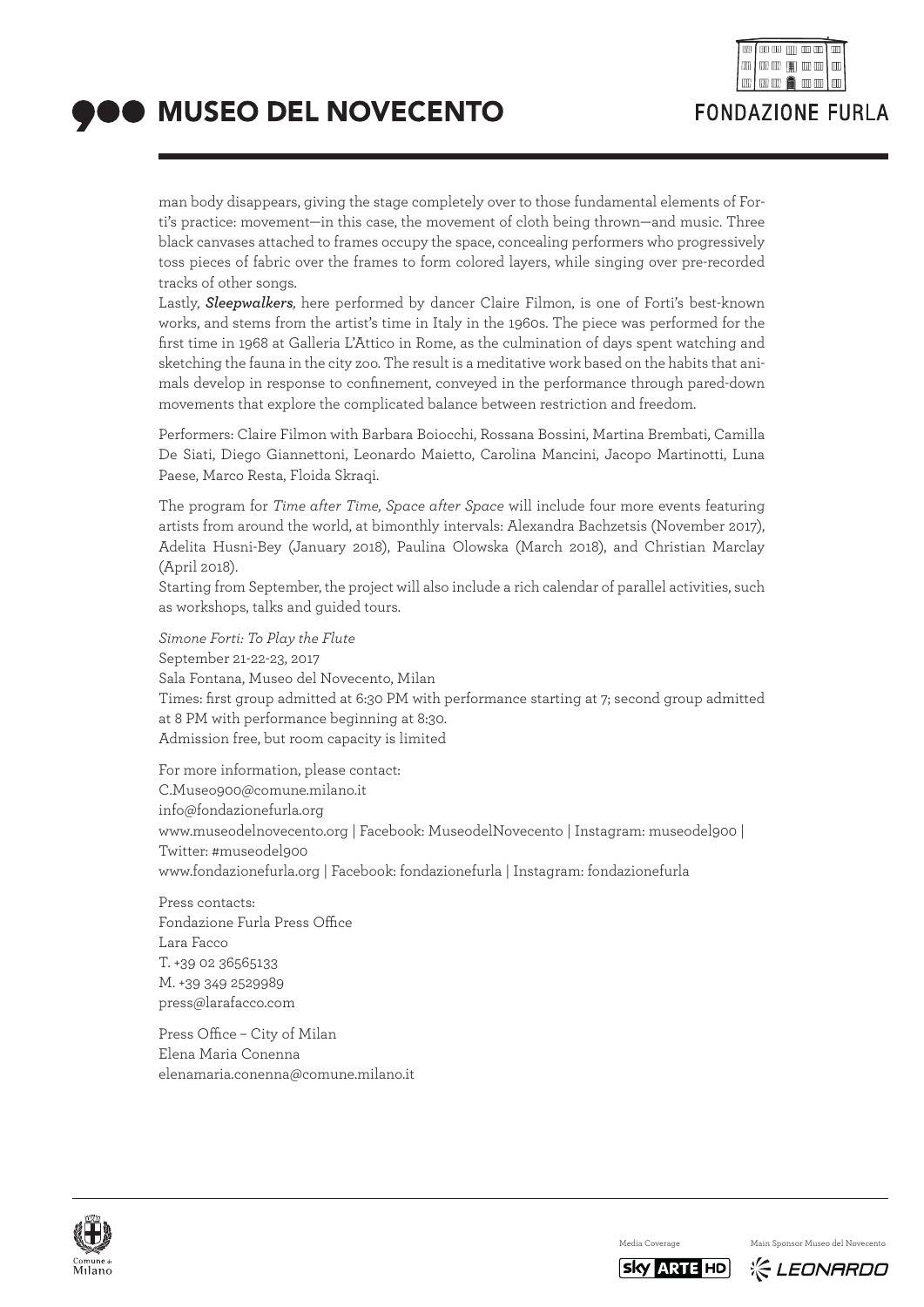man body disappears, giving the stage completely over to those fundamental elements of Forti's practice: movement—in this case, the movement of cloth being thrown—and music. Three black canvases attached to frames occupy the space, concealing performers who progressively toss pieces of fabric over the frames to form colored layers, while singing over pre-recorded tracks of other songs.

Lastly, ***Sleepwalkers***, here performed by dancer Claire Filmon, is one of Forti's best-known works, and stems from the artist's time in Italy in the 1960s. The piece was performed for the first time in 1968 at Galleria L'Attico in Rome, as the culmination of days spent watching and sketching the fauna in the city zoo. The result is a meditative work based on the habits that animals develop in response to confinement, conveyed in the performance through pared-down movements that explore the complicated balance between restriction and freedom.

Performers: Claire Filmon with Barbara Boiocchi, Rossana Bossini, Martina Brembati, Camilla De Siati, Diego Giannettoni, Leonardo Maietto, Carolina Mancini, Jacopo Martinotti, Luna Paese, Marco Resta, Floida Skraqi.

The program for *Time after Time, Space after Space* will include four more events featuring artists from around the world, at bimonthly intervals: Alexandra Bachzetsis (November 2017), Adelita Husni-Bey (January 2018), Paulina Olowska (March 2018), and Christian Marclay (April 2018).

Starting from September, the project will also include a rich calendar of parallel activities, such as workshops, talks and guided tours.

*Simone Forti: To Play the Flute*
September 21-22-23, 2017
Sala Fontana, Museo del Novecento, Milan
Times: first group admitted at 6:30 PM with performance starting at 7; second group admitted at 8 PM with performance beginning at 8:30.
Admission free, but room capacity is limited

For more information, please contact:
C.Museo900@comune.milano.it
info@fondazionefurla.org
www.museodelnovecento.org | Facebook: MuseodelNovecento | Instagram: museodel900 | Twitter: #museodel900
www.fondazionefurla.org | Facebook: fondazionefurla | Instagram: fondazionefurla

Press contacts:
Fondazione Furla Press Office
Lara Facco
T. +39 02 36565133
M. +39 349 2529989
press@larafacco.com

Press Office – City of Milan
Elena Maria Conenna
elenamaria.conenna@comune.milano.it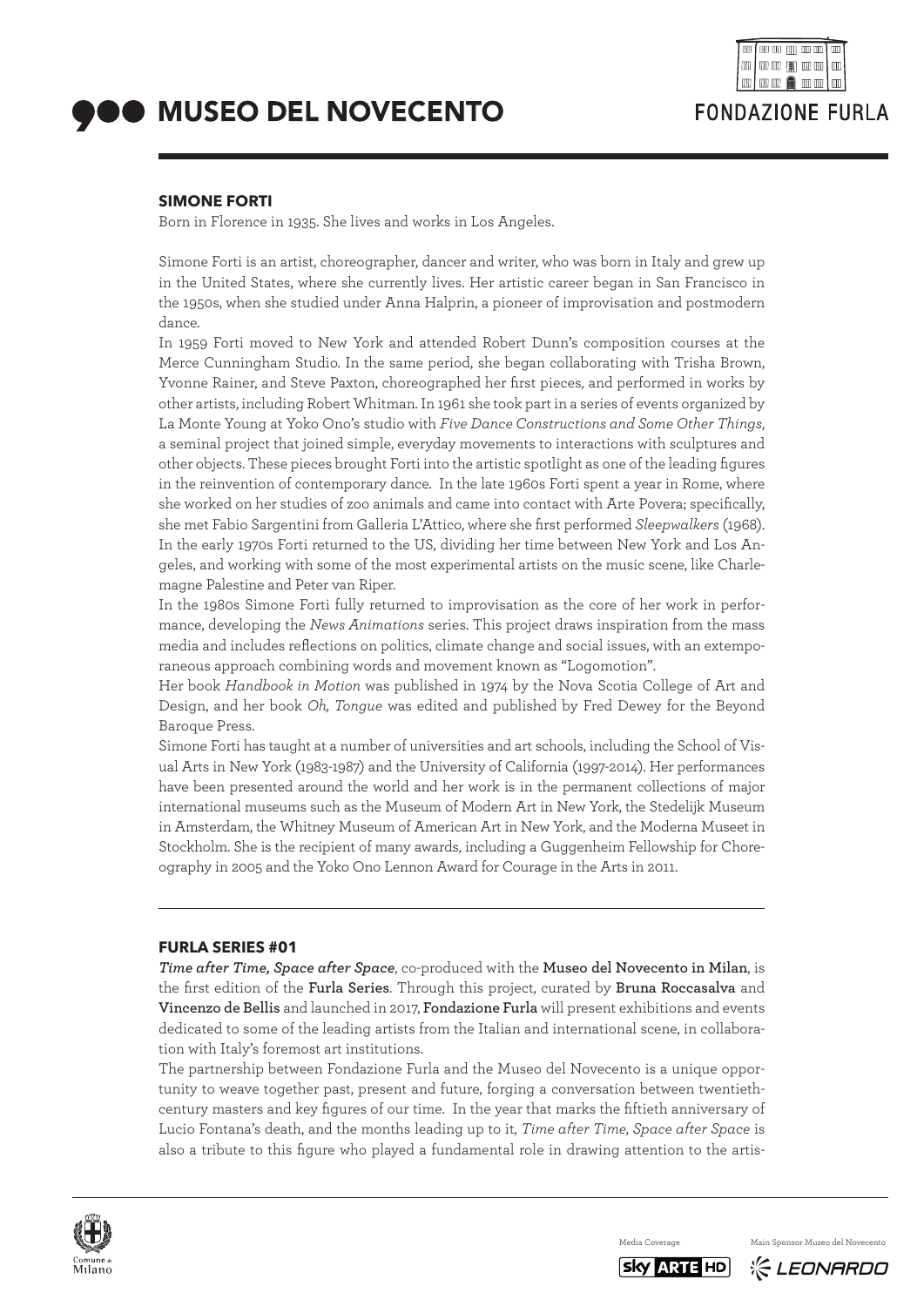## SIMONE FORTI

Born in Florence in 1935. She lives and works in Los Angeles.

Simone Forti is an artist, choreographer, dancer and writer, who was born in Italy and grew up in the United States, where she currently lives. Her artistic career began in San Francisco in the 1950s, when she studied under Anna Halprin, a pioneer of improvisation and postmodern dance.

In 1959 Forti moved to New York and attended Robert Dunn's composition courses at the Merce Cunningham Studio. In the same period, she began collaborating with Trisha Brown, Yvonne Rainer, and Steve Paxton, choreographed her first pieces, and performed in works by other artists, including Robert Whitman. In 1961 she took part in a series of events organized by La Monte Young at Yoko Ono's studio with *Five Dance Constructions and Some Other Things*, a seminal project that joined simple, everyday movements to interactions with sculptures and other objects. These pieces brought Forti into the artistic spotlight as one of the leading figures in the reinvention of contemporary dance. In the late 1960s Forti spent a year in Rome, where she worked on her studies of zoo animals and came into contact with Arte Povera; specifically, she met Fabio Sargentini from Galleria L'Attico, where she first performed *Sleepwalkers* (1968). In the early 1970s Forti returned to the US, dividing her time between New York and Los Angeles, and working with some of the most experimental artists on the music scene, like Charlemagne Palestine and Peter van Riper.

In the 1980s Simone Forti fully returned to improvisation as the core of her work in performance, developing the *News Animations* series. This project draws inspiration from the mass media and includes reflections on politics, climate change and social issues, with an extemporaneous approach combining words and movement known as "Logomotion".

Her book *Handbook in Motion* was published in 1974 by the Nova Scotia College of Art and Design, and her book *Oh, Tongue* was edited and published by Fred Dewey for the Beyond Baroque Press.

Simone Forti has taught at a number of universities and art schools, including the School of Visual Arts in New York (1983-1987) and the University of California (1997-2014). Her performances have been presented around the world and her work is in the permanent collections of major international museums such as the Museum of Modern Art in New York, the Stedelijk Museum in Amsterdam, the Whitney Museum of American Art in New York, and the Moderna Museet in Stockholm. She is the recipient of many awards, including a Guggenheim Fellowship for Choreography in 2005 and the Yoko Ono Lennon Award for Courage in the Arts in 2011.

## FURLA SERIES #01

***Time after Time, Space after Space***, co-produced with the **Museo del Novecento in Milan**, is the first edition of the **Furla Series**. Through this project, curated by **Bruna Roccasalva** and **Vincenzo de Bellis** and launched in 2017, **Fondazione Furla** will present exhibitions and events dedicated to some of the leading artists from the Italian and international scene, in collaboration with Italy's foremost art institutions.

The partnership between Fondazione Furla and the Museo del Novecento is a unique opportunity to weave together past, present and future, forging a conversation between twentieth-century masters and key figures of our time. In the year that marks the fiftieth anniversary of Lucio Fontana's death, and the months leading up to it, *Time after Time, Space after Space* is also a tribute to this figure who played a fundamental role in drawing attention to the artis-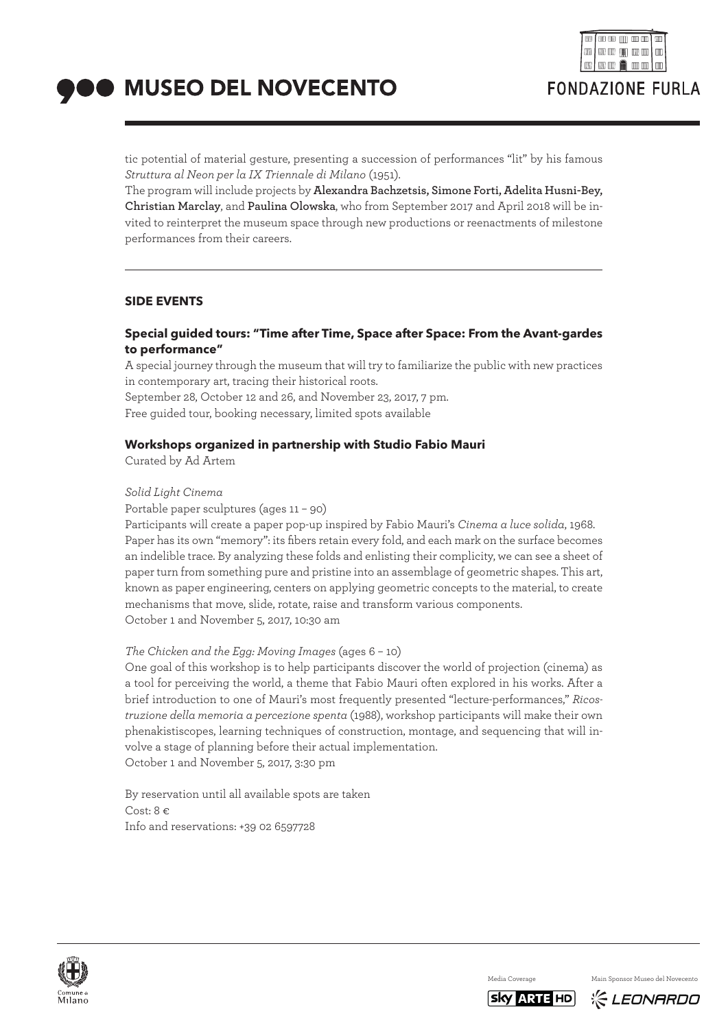tic potential of material gesture, presenting a succession of performances "lit" by his famous *Struttura al Neon per la IX Triennale di Milano* (1951).

The program will include projects by **Alexandra Bachzetsis, Simone Forti, Adelita Husni-Bey, Christian Marclay**, and **Paulina Olowska**, who from September 2017 and April 2018 will be invited to reinterpret the museum space through new productions or reenactments of milestone performances from their careers.

---

## SIDE EVENTS

### Special guided tours: "Time after Time, Space after Space: From the Avant-gardes to performance"

A special journey through the museum that will try to familiarize the public with new practices in contemporary art, tracing their historical roots.

September 28, October 12 and 26, and November 23, 2017, 7 pm.

Free guided tour, booking necessary, limited spots available

### Workshops organized in partnership with Studio Fabio Mauri

Curated by Ad Artem

*Solid Light Cinema*

Portable paper sculptures (ages 11 – 90)

Participants will create a paper pop-up inspired by Fabio Mauri's *Cinema a luce solida*, 1968. Paper has its own "memory": its fibers retain every fold, and each mark on the surface becomes an indelible trace. By analyzing these folds and enlisting their complicity, we can see a sheet of paper turn from something pure and pristine into an assemblage of geometric shapes. This art, known as paper engineering, centers on applying geometric concepts to the material, to create mechanisms that move, slide, rotate, raise and transform various components.

October 1 and November 5, 2017, 10:30 am

*The Chicken and the Egg: Moving Images* (ages 6 – 10)

One goal of this workshop is to help participants discover the world of projection (cinema) as a tool for perceiving the world, a theme that Fabio Mauri often explored in his works. After a brief introduction to one of Mauri's most frequently presented "lecture-performances," *Ricostruzione della memoria a percezione spenta* (1988), workshop participants will make their own phenakistiscopes, learning techniques of construction, montage, and sequencing that will involve a stage of planning before their actual implementation.

October 1 and November 5, 2017, 3:30 pm

By reservation until all available spots are taken

Cost: 8 €

Info and reservations: +39 02 6597728